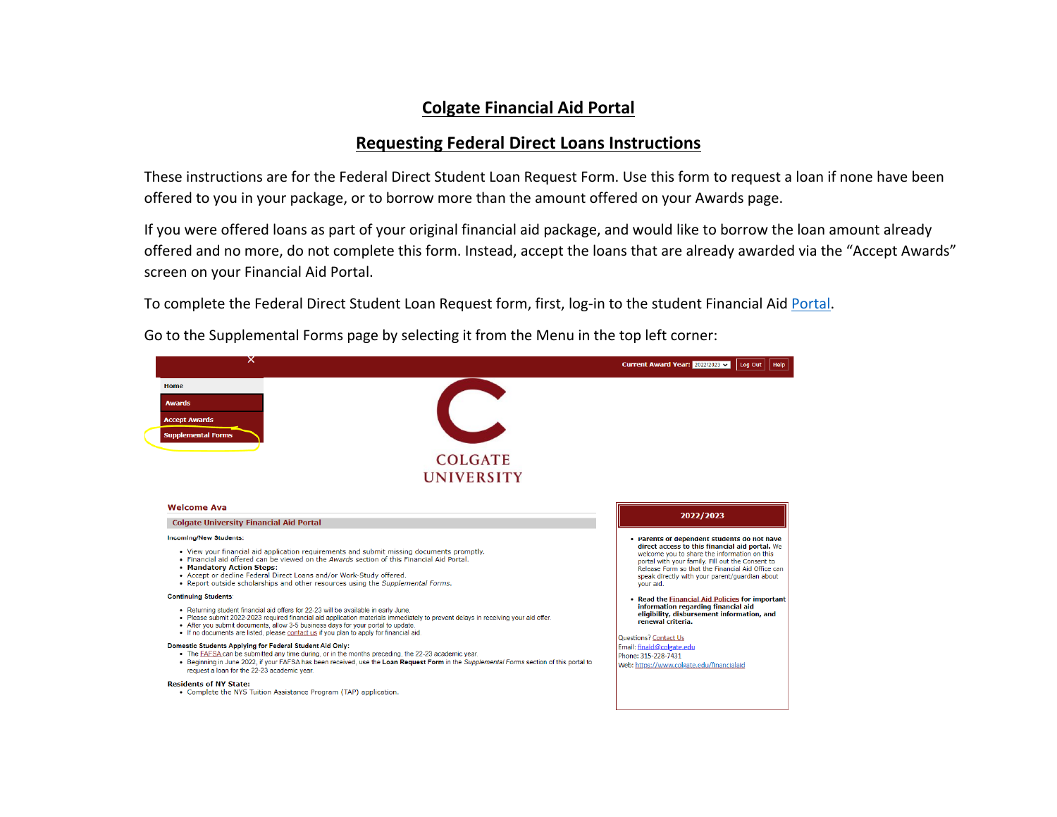# Colgate Financial Aid Portal

## Requesting Federal Direct Loans Instructions

These instructions are for the Federal Direct Student Loan Request Form. Use this form to request a loan if none have been offered to you in your package, or to borrow more than the amount offered on your Awards page.

If you were offered loans as part of your original financial aid package, and would like to borrow the loan amount already offered and no more, do not complete this form. Instead, accept the loans that are already awarded via the "Accept Awards" screen on your Financial Aid Portal.

To complete the Federal Direct Student Loan Request form, first, log-in to the student Financial Aid [Portal](Portal).

Go to the Supplemental Forms page by selecting it from the Menu in the top left corner:

Current Award Year: 2022/2023 | Log Out | Help

- Home
- Awards
- Accept Awards
- Supplemental Forms

COLGATE UNIVERSITY

**Welcome Ava**

**Colgate University Financial Aid Portal**

**Incoming/New Students:**

- View your financial aid application requirements and submit missing documents promptly.
- Financial aid offered can be viewed on the *Awards* section of this Financial Aid Portal.
- **Mandatory Action Steps:**
- Accept or decline Federal Direct Loans and/or Work-Study offered.
- Report outside scholarships and other resources using the *Supplemental Forms*.

**Continuing Students:**

- Returning student financial aid offers for 22-23 will be available in early June.
- Please submit 2022-2023 required financial aid application materials immediately to prevent delays in receiving your aid offer.
- After you submit documents, allow 3-5 business days for your portal to update.
- If no documents are listed, please contact us if you plan to apply for financial aid.

**Domestic Students Applying for Federal Student Aid Only:**

- The FAFSA can be submitted any time during, or in the months preceding, the 22-23 academic year.
- Beginning in June 2022, if your FAFSA has been received, use the **Loan Request Form** in the *Supplemental Forms* section of this portal to request a loan for the 22-23 academic year.

**Residents of NY State:**

- Complete the NYS Tuition Assistance Program (TAP) application.

**2022/2023**

- **Parents of dependent students do not have direct access to this financial aid portal.** We welcome you to share the information on this portal with your family. Fill out the Consent to Release Form so that the Financial Aid Office can speak directly with your parent/guardian about your aid.
- **Read the Financial Aid Policies for important information regarding financial aid eligibility, disbursement information, and renewal criteria.**

Questions? Contact Us
Email: finaid@colgate.edu
Phone: 315-228-7431
Web: https://www.colgate.edu/financialaid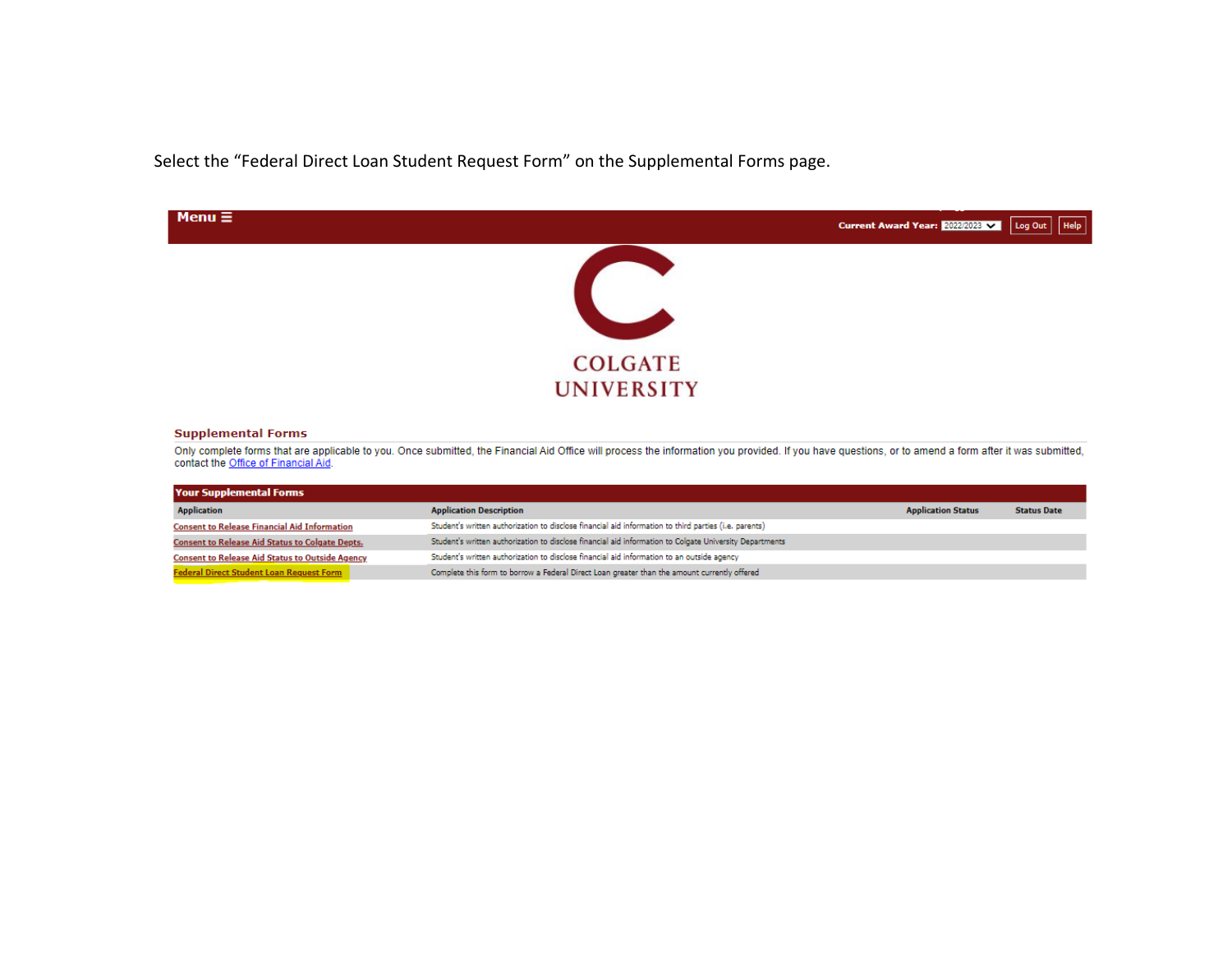Select the "Federal Direct Loan Student Request Form" on the Supplemental Forms page.

Menu ☰

Current Award Year: 2022/2023 Log Out Help

COLGATE UNIVERSITY

## Supplemental Forms

Only complete forms that are applicable to you. Once submitted, the Financial Aid Office will process the information you provided. If you have questions, or to amend a form after it was submitted, contact the Office of Financial Aid.

| Your Supplemental Forms | | | |
|---|---|---|---|
| Application | Application Description | Application Status | Status Date |
| Consent to Release Financial Aid Information | Student's written authorization to disclose financial aid information to third parties (i.e. parents) | | |
| Consent to Release Aid Status to Colgate Depts. | Student's written authorization to disclose financial aid information to Colgate University Departments | | |
| Consent to Release Aid Status to Outside Agency | Student's written authorization to disclose financial aid information to an outside agency | | |
| Federal Direct Student Loan Request Form | Complete this form to borrow a Federal Direct Loan greater than the amount currently offered | | |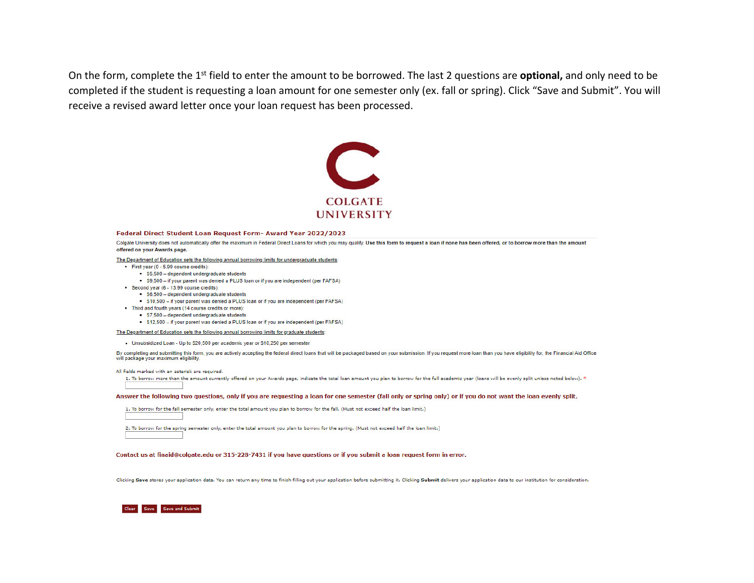On the form, complete the 1st field to enter the amount to be borrowed. The last 2 questions are **optional,** and only need to be completed if the student is requesting a loan amount for one semester only (ex. fall or spring). Click "Save and Submit". You will receive a revised award letter once your loan request has been processed.

COLGATE UNIVERSITY

**Federal Direct Student Loan Request Form- Award Year 2022/2023**

Colgate University does not automatically offer the maximum in Federal Direct Loans for which you may qualify. **Use this form to request a loan if none has been offered, or to borrow more than the amount offered on your Awards page.**

The Department of Education sets the following annual borrowing limits for undergraduate students:

- First year (0 - 5.99 course credits):
  - $5,500 – dependent undergraduate students
  - $9,500 – if your parent was denied a PLUS loan or if you are independent (per FAFSA)
- Second year (6 - 13.99 course credits):
  - $6,500 – dependent undergraduate students
  - $10,500 – if your parent was denied a PLUS loan or if you are independent (per FAFSA)
- Third and fourth years (14 course credits or more):
  - $7,500 – dependent undergraduate students
  - $12,500 – if your parent was denied a PLUS loan or if you are independent (per FAFSA)

The Department of Education sets the following annual borrowing limits for graduate students:

- Unsubsidized Loan - Up to $20,500 per academic year or $10,250 per semester

By completing and submitting this form, you are actively accepting the federal direct loans that will be packaged based on your submission. If you request more loan than you have eligibility for, the Financial Aid Office will package your maximum eligibility.

All fields marked with an asterisk are required.

1. To borrow more than the amount currently offered on your Awards page, indicate the total loan amount you plan to borrow for the full academic year (loans will be evenly split unless noted below). *

**Answer the following two questions, only if you are requesting a loan for one semester (fall only or spring only) or if you do not want the loan evenly split.**

1. To borrow for the fall semester only, enter the total amount you plan to borrow for the fall. (Must not exceed half the loan limit.)

2. To borrow for the spring semester only, enter the total amount you plan to borrow for the spring. (Must not exceed half the loan limit.)

**Contact us at finaid@colgate.edu or 315-228-7431 if you have questions or if you submit a loan request form in error.**

Clicking **Save** stores your application data. You can return any time to finish filling out your application before submitting it. Clicking **Submit** delivers your application data to our institution for consideration.

Clear | Save | Save and Submit